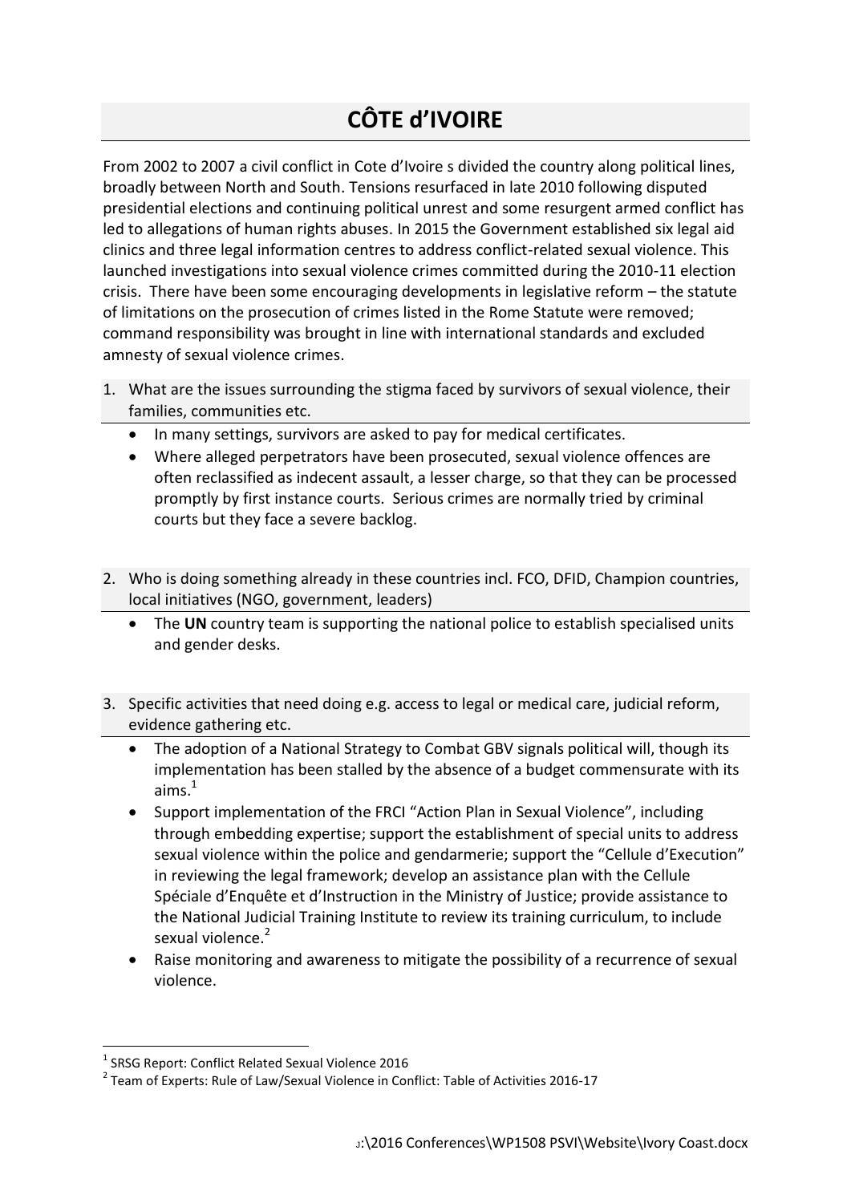# CÔTE d'IVOIRE

From 2002 to 2007 a civil conflict in Cote d'Ivoire s divided the country along political lines, broadly between North and South. Tensions resurfaced in late 2010 following disputed presidential elections and continuing political unrest and some resurgent armed conflict has led to allegations of human rights abuses. In 2015 the Government established six legal aid clinics and three legal information centres to address conflict-related sexual violence. This launched investigations into sexual violence crimes committed during the 2010-11 election crisis. There have been some encouraging developments in legislative reform – the statute of limitations on the prosecution of crimes listed in the Rome Statute were removed; command responsibility was brought in line with international standards and excluded amnesty of sexual violence crimes.

1. What are the issues surrounding the stigma faced by survivors of sexual violence, their families, communities etc.
   - In many settings, survivors are asked to pay for medical certificates.
   - Where alleged perpetrators have been prosecuted, sexual violence offences are often reclassified as indecent assault, a lesser charge, so that they can be processed promptly by first instance courts. Serious crimes are normally tried by criminal courts but they face a severe backlog.

2. Who is doing something already in these countries incl. FCO, DFID, Champion countries, local initiatives (NGO, government, leaders)
   - The **UN** country team is supporting the national police to establish specialised units and gender desks.

3. Specific activities that need doing e.g. access to legal or medical care, judicial reform, evidence gathering etc.
   - The adoption of a National Strategy to Combat GBV signals political will, though its implementation has been stalled by the absence of a budget commensurate with its aims.[1]
   - Support implementation of the FRCI "Action Plan in Sexual Violence", including through embedding expertise; support the establishment of special units to address sexual violence within the police and gendarmerie; support the "Cellule d'Execution" in reviewing the legal framework; develop an assistance plan with the Cellule Spéciale d'Enquête et d'Instruction in the Ministry of Justice; provide assistance to the National Judicial Training Institute to review its training curriculum, to include sexual violence.[2]
   - Raise monitoring and awareness to mitigate the possibility of a recurrence of sexual violence.

---

[1] SRSG Report: Conflict Related Sexual Violence 2016

[2] Team of Experts: Rule of Law/Sexual Violence in Conflict: Table of Activities 2016-17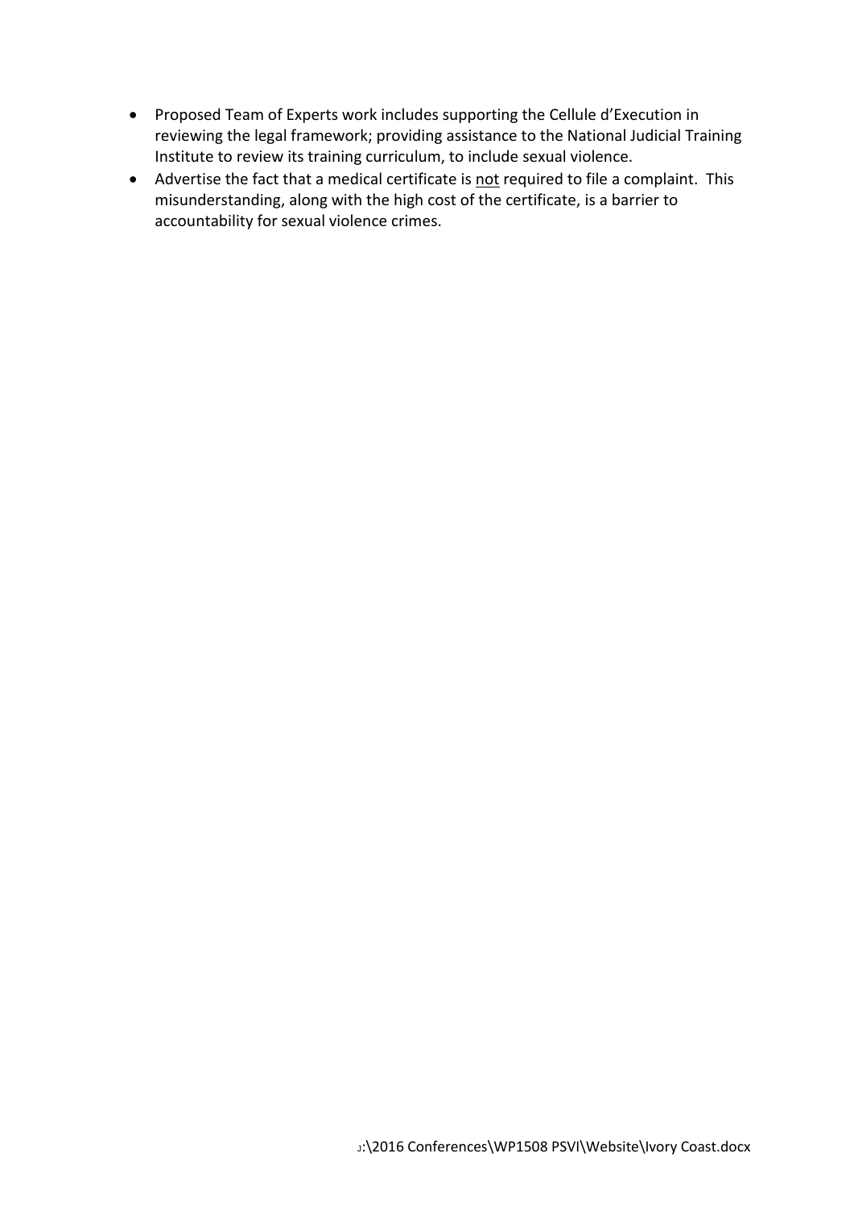- Proposed Team of Experts work includes supporting the Cellule d'Execution in reviewing the legal framework; providing assistance to the National Judicial Training Institute to review its training curriculum, to include sexual violence.
- Advertise the fact that a medical certificate is <u>not</u> required to file a complaint. This misunderstanding, along with the high cost of the certificate, is a barrier to accountability for sexual violence crimes.